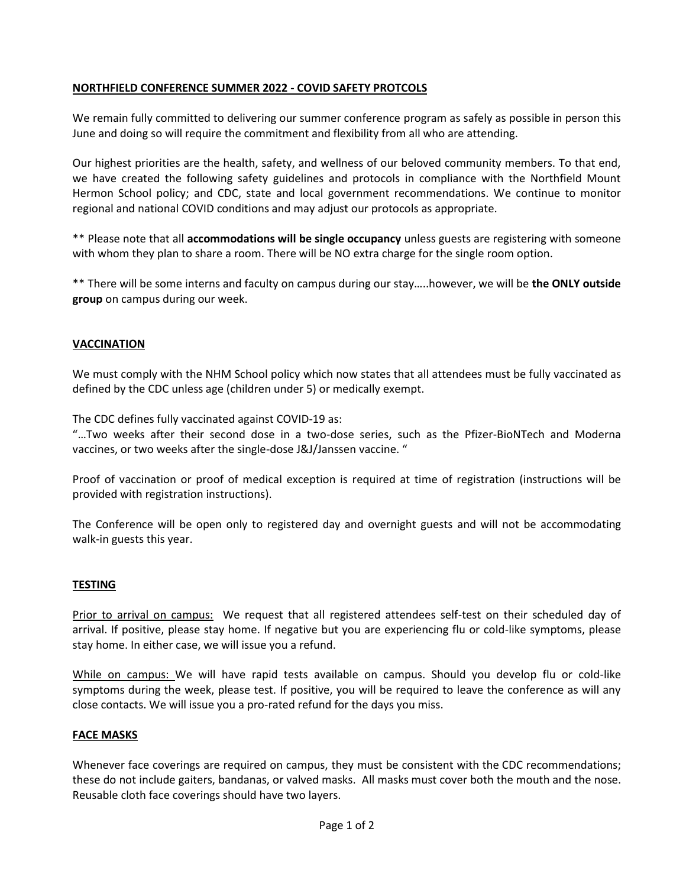## NORTHFIELD CONFERENCE SUMMER 2022 - COVID SAFETY PROTCOLS

We remain fully committed to delivering our summer conference program as safely as possible in person this June and doing so will require the commitment and flexibility from all who are attending.

Our highest priorities are the health, safety, and wellness of our beloved community members. To that end, we have created the following safety guidelines and protocols in compliance with the Northfield Mount Hermon School policy; and CDC, state and local government recommendations. We continue to monitor regional and national COVID conditions and may adjust our protocols as appropriate.

** Please note that all **accommodations will be single occupancy** unless guests are registering with someone with whom they plan to share a room. There will be NO extra charge for the single room option.

** There will be some interns and faculty on campus during our stay…..however, we will be **the ONLY outside group** on campus during our week.

### VACCINATION

We must comply with the NHM School policy which now states that all attendees must be fully vaccinated as defined by the CDC unless age (children under 5) or medically exempt.

The CDC defines fully vaccinated against COVID-19 as:
"…Two weeks after their second dose in a two-dose series, such as the Pfizer-BioNTech and Moderna vaccines, or two weeks after the single-dose J&J/Janssen vaccine. "

Proof of vaccination or proof of medical exception is required at time of registration (instructions will be provided with registration instructions).

The Conference will be open only to registered day and overnight guests and will not be accommodating walk-in guests this year.

### TESTING

Prior to arrival on campus: We request that all registered attendees self-test on their scheduled day of arrival. If positive, please stay home. If negative but you are experiencing flu or cold-like symptoms, please stay home. In either case, we will issue you a refund.

While on campus: We will have rapid tests available on campus. Should you develop flu or cold-like symptoms during the week, please test. If positive, you will be required to leave the conference as will any close contacts. We will issue you a pro-rated refund for the days you miss.

### FACE MASKS

Whenever face coverings are required on campus, they must be consistent with the CDC recommendations; these do not include gaiters, bandanas, or valved masks. All masks must cover both the mouth and the nose. Reusable cloth face coverings should have two layers.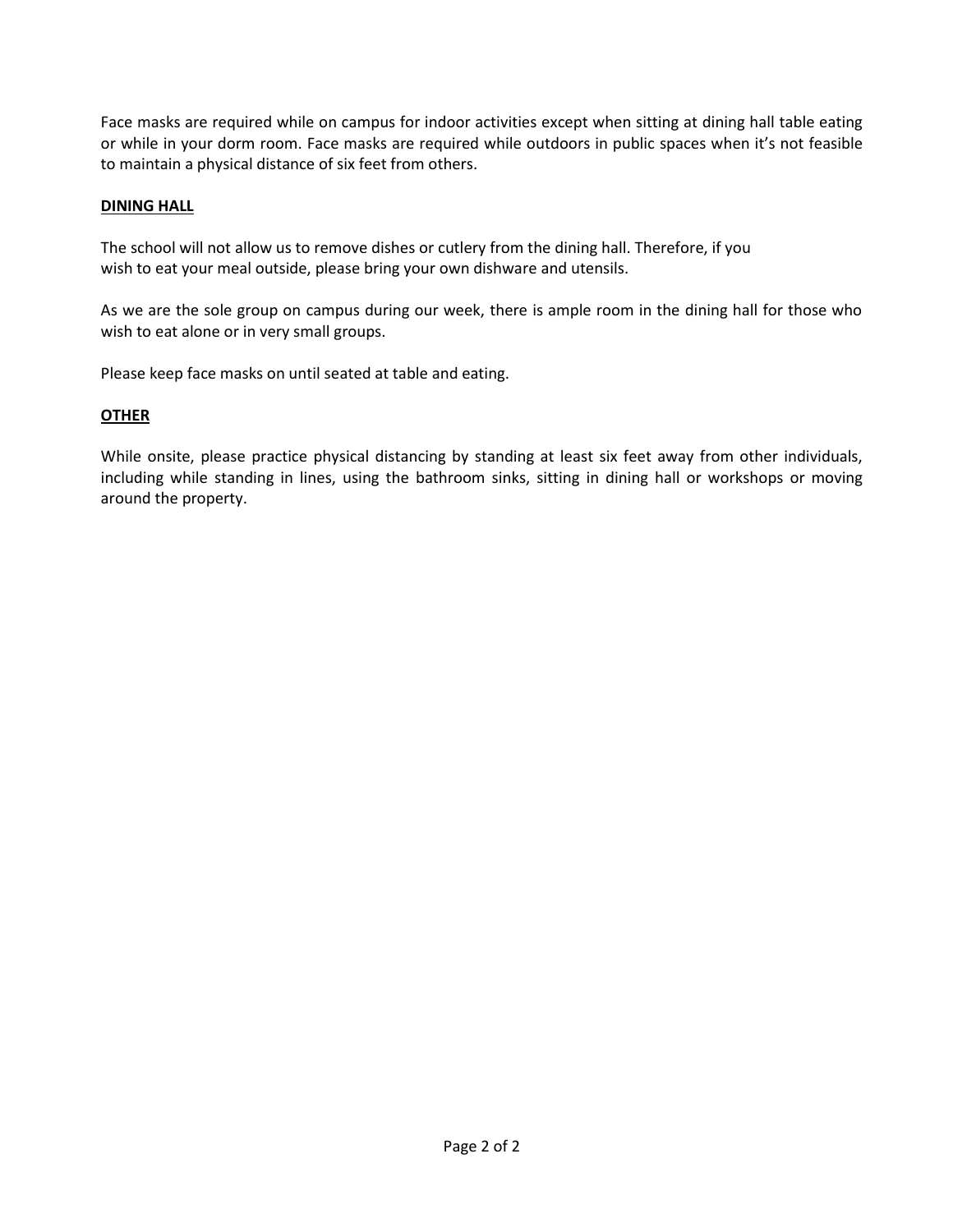Face masks are required while on campus for indoor activities except when sitting at dining hall table eating or while in your dorm room. Face masks are required while outdoors in public spaces when it's not feasible to maintain a physical distance of six feet from others.

## DINING HALL

The school will not allow us to remove dishes or cutlery from the dining hall. Therefore, if you wish to eat your meal outside, please bring your own dishware and utensils.

As we are the sole group on campus during our week, there is ample room in the dining hall for those who wish to eat alone or in very small groups.

Please keep face masks on until seated at table and eating.

## OTHER

While onsite, please practice physical distancing by standing at least six feet away from other individuals, including while standing in lines, using the bathroom sinks, sitting in dining hall or workshops or moving around the property.